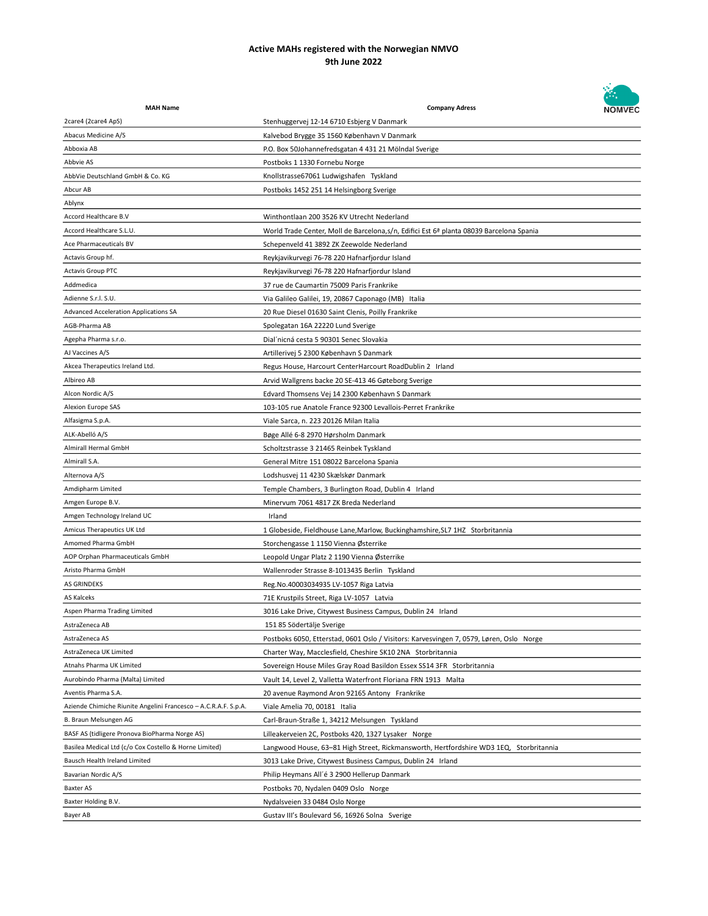**Active MAHs registered with the Norwegian NMVO**
**9th June 2022**

NOMVEC

| MAH Name | Company Adress |
|---|---|
| 2care4 (2care4 ApS) | Stenhuggervej 12-14 6710 Esbjerg V Danmark |
| Abacus Medicine A/S | Kalvebod Brygge 35 1560 København V Danmark |
| Abboxia AB | P.O. Box 50Johannefredsgatan 4 431 21 Mölndal Sverige |
| Abbvie AS | Postboks 1 1330 Fornebu Norge |
| AbbVie Deutschland GmbH & Co. KG | Knollstrasse67061 Ludwigshafen Tyskland |
| Abcur AB | Postboks 1452 251 14 Helsingborg Sverige |
| Ablynx | |
| Accord Healthcare B.V | Winthontlaan 200 3526 KV Utrecht Nederland |
| Accord Healthcare S.L.U. | World Trade Center, Moll de Barcelona,s/n, Edifici Est 6ª planta 08039 Barcelona Spania |
| Ace Pharmaceuticals BV | Schepenveld 41 3892 ZK Zeewolde Nederland |
| Actavis Group hf. | Reykjavikurvegi 76-78 220 Hafnarfjordur Island |
| Actavis Group PTC | Reykjavikurvegi 76-78 220 Hafnarfjordur Island |
| Addmedica | 37 rue de Caumartin 75009 Paris Frankrike |
| Adienne S.r.l. S.U. | Via Galileo Galilei, 19, 20867 Caponago (MB) Italia |
| Advanced Acceleration Applications SA | 20 Rue Diesel 01630 Saint Clenis, Poilly Frankrike |
| AGB-Pharma AB | Spolegatan 16A 22220 Lund Sverige |
| Agepha Pharma s.r.o. | Dial´nicná cesta 5 90301 Senec Slovakia |
| AJ Vaccines A/S | Artillerivej 5 2300 København S Danmark |
| Akcea Therapeutics Ireland Ltd. | Regus House, Harcourt CenterHarcourt RoadDublin 2 Irland |
| Albireo AB | Arvid Wallgrens backe 20 SE-413 46 Gøteborg Sverige |
| Alcon Nordic A/S | Edvard Thomsens Vej 14 2300 København S Danmark |
| Alexion Europe SAS | 103-105 rue Anatole France 92300 Levallois-Perret Frankrike |
| Alfasigma S.p.A. | Viale Sarca, n. 223 20126 Milan Italia |
| ALK-Abelló A/S | Bøge Allé 6-8 2970 Hørsholm Danmark |
| Almirall Hermal GmbH | Scholtzstrasse 3 21465 Reinbek Tyskland |
| Almirall S.A. | General Mitre 151 08022 Barcelona Spania |
| Alternova A/S | Lodshusvej 11 4230 Skælskør Danmark |
| Amdipharm Limited | Temple Chambers, 3 Burlington Road, Dublin 4 Irland |
| Amgen Europe B.V. | Minervum 7061 4817 ZK Breda Nederland |
| Amgen Technology Ireland UC | Irland |
| Amicus Therapeutics UK Ltd | 1 Globeside, Fieldhouse Lane,Marlow, Buckinghamshire,SL7 1HZ Storbritannia |
| Amomed Pharma GmbH | Storchengasse 1 1150 Vienna Østerrike |
| AOP Orphan Pharmaceuticals GmbH | Leopold Ungar Platz 2 1190 Vienna Østerrike |
| Aristo Pharma GmbH | Wallenroder Strasse 8-1013435 Berlin Tyskland |
| AS GRINDEKS | Reg.No.40003034935 LV-1057 Riga Latvia |
| AS Kalceks | 71E Krustpils Street, Riga LV-1057 Latvia |
| Aspen Pharma Trading Limited | 3016 Lake Drive, Citywest Business Campus, Dublin 24 Irland |
| AstraZeneca AB | 151 85 Södertälje Sverige |
| AstraZeneca AS | Postboks 6050, Etterstad, 0601 Oslo / Visitors: Karvesvingen 7, 0579, Løren, Oslo Norge |
| AstraZeneca UK Limited | Charter Way, Macclesfield, Cheshire SK10 2NA Storbritannia |
| Atnahs Pharma UK Limited | Sovereign House Miles Gray Road Basildon Essex SS14 3FR Storbritannia |
| Aurobindo Pharma (Malta) Limited | Vault 14, Level 2, Valletta Waterfront Floriana FRN 1913 Malta |
| Aventis Pharma S.A. | 20 avenue Raymond Aron 92165 Antony Frankrike |
| Aziende Chimiche Riunite Angelini Francesco – A.C.R.A.F. S.p.A. | Viale Amelia 70, 00181 Italia |
| B. Braun Melsungen AG | Carl-Braun-Straße 1, 34212 Melsungen Tyskland |
| BASF AS (tidligere Pronova BioPharma Norge AS) | Lilleakerveien 2C, Postboks 420, 1327 Lysaker Norge |
| Basilea Medical Ltd (c/o Cox Costello & Horne Limited) | Langwood House, 63–81 High Street, Rickmansworth, Hertfordshire WD3 1EQ, Storbritannia |
| Bausch Health Ireland Limited | 3013 Lake Drive, Citywest Business Campus, Dublin 24 Irland |
| Bavarian Nordic A/S | Philip Heymans All´é 3 2900 Hellerup Danmark |
| Baxter AS | Postboks 70, Nydalen 0409 Oslo Norge |
| Baxter Holding B.V. | Nydalsveien 33 0484 Oslo Norge |
| Bayer AB | Gustav III's Boulevard 56, 16926 Solna Sverige |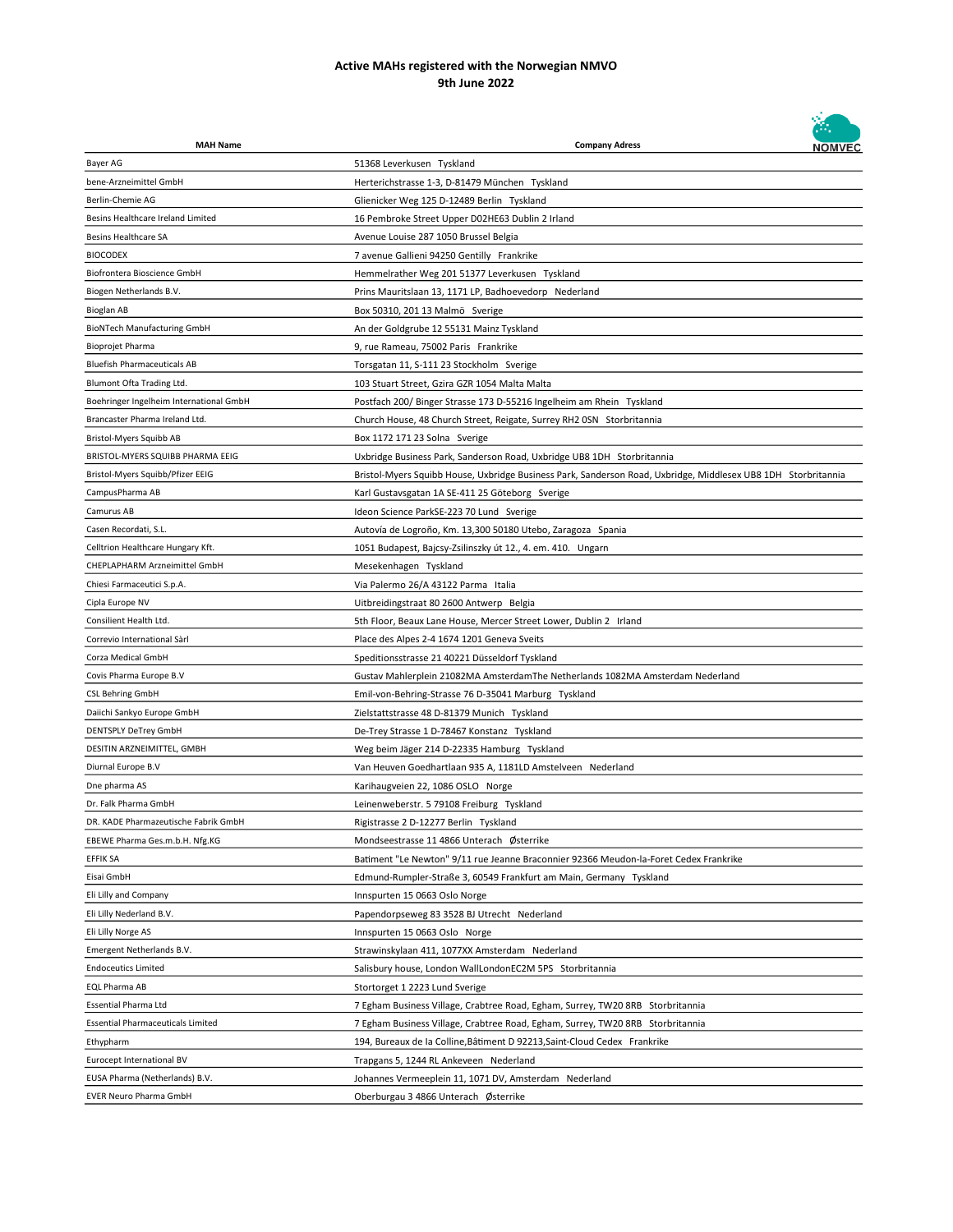# Active MAHs registered with the Norwegian NMVO
## 9th June 2022

NOMVEC

| MAH Name | Company Adress |
|---|---|
| Bayer AG | 51368 Leverkusen  Tyskland |
| bene-Arzneimittel GmbH | Herterichstrasse 1-3, D-81479 München  Tyskland |
| Berlin-Chemie AG | Glienicker Weg 125 D-12489 Berlin  Tyskland |
| Besins Healthcare Ireland Limited | 16 Pembroke Street Upper D02HE63 Dublin 2 Irland |
| Besins Healthcare SA | Avenue Louise 287 1050 Brussel Belgia |
| BIOCODEX | 7 avenue Gallieni 94250 Gentilly  Frankrike |
| Biofrontera Bioscience GmbH | Hemmelrather Weg 201 51377 Leverkusen  Tyskland |
| Biogen Netherlands B.V. | Prins Mauritslaan 13, 1171 LP, Badhoevedorp  Nederland |
| Bioglan AB | Box 50310, 201 13 Malmö  Sverige |
| BioNTech Manufacturing GmbH | An der Goldgrube 12 55131 Mainz Tyskland |
| Bioprojet Pharma | 9, rue Rameau, 75002 Paris  Frankrike |
| Bluefish Pharmaceuticals AB | Torsgatan 11, S-111 23 Stockholm  Sverige |
| Blumont Ofta Trading Ltd. | 103 Stuart Street, Gzira GZR 1054 Malta Malta |
| Boehringer Ingelheim International GmbH | Postfach 200/ Binger Strasse 173 D-55216 Ingelheim am Rhein  Tyskland |
| Brancaster Pharma Ireland Ltd. | Church House, 48 Church Street, Reigate, Surrey RH2 0SN  Storbritannia |
| Bristol-Myers Squibb AB | Box 1172 171 23 Solna  Sverige |
| BRISTOL-MYERS SQUIBB PHARMA EEIG | Uxbridge Business Park, Sanderson Road, Uxbridge UB8 1DH  Storbritannia |
| Bristol-Myers Squibb/Pfizer EEIG | Bristol-Myers Squibb House, Uxbridge Business Park, Sanderson Road, Uxbridge, Middlesex UB8 1DH  Storbritannia |
| CampusPharma AB | Karl Gustavsgatan 1A SE-411 25 Göteborg  Sverige |
| Camurus AB | Ideon Science ParkSE-223 70 Lund  Sverige |
| Casen Recordati, S.L. | Autovía de Logroño, Km. 13,300 50180 Utebo, Zaragoza  Spania |
| Celltrion Healthcare Hungary Kft. | 1051 Budapest, Bajcsy-Zsilinszky út 12., 4. em. 410.  Ungarn |
| CHEPLAPHARM Arzneimittel GmbH | Mesekenhagen  Tyskland |
| Chiesi Farmaceutici S.p.A. | Via Palermo 26/A 43122 Parma  Italia |
| Cipla Europe NV | Uitbreidingstraat 80 2600 Antwerp  Belgia |
| Consilient Health Ltd. | 5th Floor, Beaux Lane House, Mercer Street Lower, Dublin 2  Irland |
| Correvio International Sàrl | Place des Alpes 2-4 1674 1201 Geneva Sveits |
| Corza Medical GmbH | Speditionsstrasse 21 40221 Düsseldorf Tyskland |
| Covis Pharma Europe B.V | Gustav Mahlerplein 21082MA AmsterdamThe Netherlands 1082MA Amsterdam Nederland |
| CSL Behring GmbH | Emil-von-Behring-Strasse 76 D-35041 Marburg  Tyskland |
| Daiichi Sankyo Europe GmbH | Zielstattstrasse 48 D-81379 Munich  Tyskland |
| DENTSPLY DeTrey GmbH | De-Trey Strasse 1 D-78467 Konstanz  Tyskland |
| DESITIN ARZNEIMITTEL, GMBH | Weg beim Jäger 214 D-22335 Hamburg  Tyskland |
| Diurnal Europe B.V | Van Heuven Goedhartlaan 935 A, 1181LD Amstelveen  Nederland |
| Dne pharma AS | Karihaugveien 22, 1086 OSLO  Norge |
| Dr. Falk Pharma GmbH | Leinenweberstr. 5 79108 Freiburg  Tyskland |
| DR. KADE Pharmazeutische Fabrik GmbH | Rigistrasse 2 D-12277 Berlin  Tyskland |
| EBEWE Pharma Ges.m.b.H. Nfg.KG | Mondseestrasse 11 4866 Unterach  Østerrike |
| EFFIK SA | Batiment "Le Newton" 9/11 rue Jeanne Braconnier 92366 Meudon-la-Foret Cedex Frankrike |
| Eisai GmbH | Edmund-Rumpler-Straße 3, 60549 Frankfurt am Main, Germany  Tyskland |
| Eli Lilly and Company | Innspurten 15 0663 Oslo Norge |
| Eli Lilly Nederland B.V. | Papendorpseweg 83 3528 BJ Utrecht  Nederland |
| Eli Lilly Norge AS | Innspurten 15 0663 Oslo  Norge |
| Emergent Netherlands B.V. | Strawinskylaan 411, 1077XX Amsterdam  Nederland |
| Endoceutics Limited | Salisbury house, London WallLondonEC2M 5PS  Storbritannia |
| EQL Pharma AB | Stortorget 1 2223 Lund Sverige |
| Essential Pharma Ltd | 7 Egham Business Village, Crabtree Road, Egham, Surrey, TW20 8RB  Storbritannia |
| Essential Pharmaceuticals Limited | 7 Egham Business Village, Crabtree Road, Egham, Surrey, TW20 8RB  Storbritannia |
| Ethypharm | 194, Bureaux de la Colline,Bâtiment D 92213,Saint-Cloud Cedex  Frankrike |
| Eurocept International BV | Trapgans 5, 1244 RL Ankeveen  Nederland |
| EUSA Pharma (Netherlands) B.V. | Johannes Vermeeplein 11, 1071 DV, Amsterdam  Nederland |
| EVER Neuro Pharma GmbH | Oberburgau 3 4866 Unterach  Østerrike |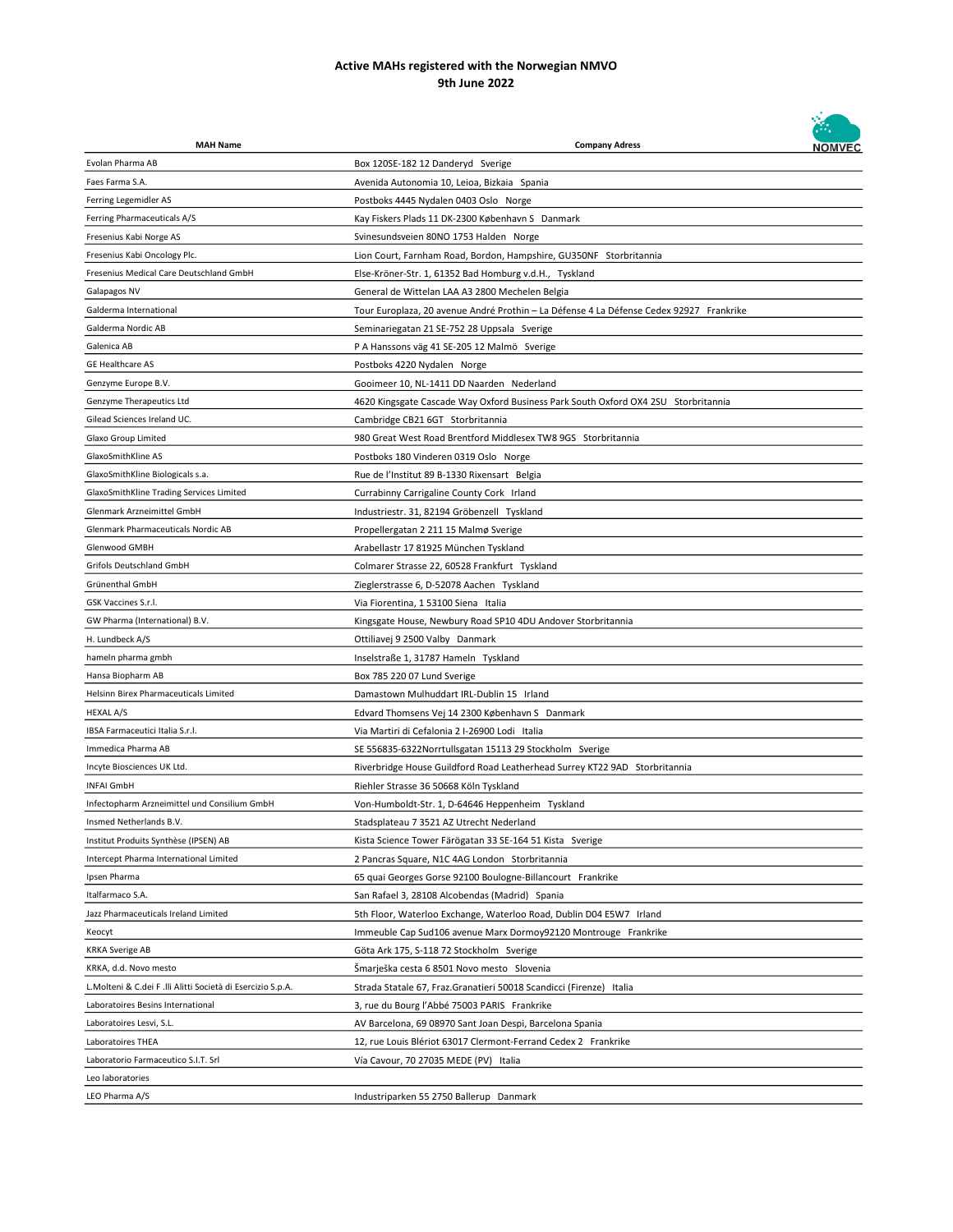# Active MAHs registered with the Norwegian NMVO
## 9th June 2022

| MAH Name | Company Adress |
|---|---|
| Evolan Pharma AB | Box 120SE-182 12 Danderyd Sverige |
| Faes Farma S.A. | Avenida Autonomia 10, Leioa, Bizkaia Spania |
| Ferring Legemidler AS | Postboks 4445 Nydalen 0403 Oslo Norge |
| Ferring Pharmaceuticals A/S | Kay Fiskers Plads 11 DK-2300 København S Danmark |
| Fresenius Kabi Norge AS | Svinesundsveien 80NO 1753 Halden Norge |
| Fresenius Kabi Oncology Plc. | Lion Court, Farnham Road, Bordon, Hampshire, GU350NF Storbritannia |
| Fresenius Medical Care Deutschland GmbH | Else-Kröner-Str. 1, 61352 Bad Homburg v.d.H., Tyskland |
| Galapagos NV | General de Wittelan LAA A3 2800 Mechelen Belgia |
| Galderma International | Tour Europlaza, 20 avenue André Prothin – La Défense 4 La Défense Cedex 92927 Frankrike |
| Galderma Nordic AB | Seminariegatan 21 SE-752 28 Uppsala Sverige |
| Galenica AB | P A Hanssons väg 41 SE-205 12 Malmö Sverige |
| GE Healthcare AS | Postboks 4220 Nydalen Norge |
| Genzyme Europe B.V. | Gooimeer 10, NL-1411 DD Naarden Nederland |
| Genzyme Therapeutics Ltd | 4620 Kingsgate Cascade Way Oxford Business Park South Oxford OX4 2SU Storbritannia |
| Gilead Sciences Ireland UC. | Cambridge CB21 6GT Storbritannia |
| Glaxo Group Limited | 980 Great West Road Brentford Middlesex TW8 9GS Storbritannia |
| GlaxoSmithKline AS | Postboks 180 Vinderen 0319 Oslo Norge |
| GlaxoSmithKline Biologicals s.a. | Rue de l'Institut 89 B-1330 Rixensart Belgia |
| GlaxoSmithKline Trading Services Limited | Currabinny Carrigaline County Cork Irland |
| Glenmark Arzneimittel GmbH | Industriestr. 31, 82194 Gröbenzell Tyskland |
| Glenmark Pharmaceuticals Nordic AB | Propellergatan 2 211 15 Malmø Sverige |
| Glenwood GMBH | Arabellastr 17 81925 München Tyskland |
| Grifols Deutschland GmbH | Colmarer Strasse 22, 60528 Frankfurt Tyskland |
| Grünenthal GmbH | Zieglerstrasse 6, D-52078 Aachen Tyskland |
| GSK Vaccines S.r.l. | Via Fiorentina, 1 53100 Siena Italia |
| GW Pharma (International) B.V. | Kingsgate House, Newbury Road SP10 4DU Andover Storbritannia |
| H. Lundbeck A/S | Ottiliavej 9 2500 Valby Danmark |
| hameln pharma gmbh | Inselstraße 1, 31787 Hameln Tyskland |
| Hansa Biopharm AB | Box 785 220 07 Lund Sverige |
| Helsinn Birex Pharmaceuticals Limited | Damastown Mulhuddart IRL-Dublin 15 Irland |
| HEXAL A/S | Edvard Thomsens Vej 14 2300 København S Danmark |
| IBSA Farmaceutici Italia S.r.l. | Via Martiri di Cefalonia 2 I-26900 Lodi Italia |
| Immedica Pharma AB | SE 556835-6322Norrtullsgatan 15113 29 Stockholm Sverige |
| Incyte Biosciences UK Ltd. | Riverbridge House Guildford Road Leatherhead Surrey KT22 9AD Storbritannia |
| INFAI GmbH | Riehler Strasse 36 50668 Köln Tyskland |
| Infectopharm Arzneimittel und Consilium GmbH | Von-Humboldt-Str. 1, D-64646 Heppenheim Tyskland |
| Insmed Netherlands B.V. | Stadsplateau 7 3521 AZ Utrecht Nederland |
| Institut Produits Synthèse (IPSEN) AB | Kista Science Tower Färögatan 33 SE-164 51 Kista Sverige |
| Intercept Pharma International Limited | 2 Pancras Square, N1C 4AG London Storbritannia |
| Ipsen Pharma | 65 quai Georges Gorse 92100 Boulogne-Billancourt Frankrike |
| Italfarmaco S.A. | San Rafael 3, 28108 Alcobendas (Madrid) Spania |
| Jazz Pharmaceuticals Ireland Limited | 5th Floor, Waterloo Exchange, Waterloo Road, Dublin D04 E5W7 Irland |
| Keocyt | Immeuble Cap Sud106 avenue Marx Dormoy92120 Montrouge Frankrike |
| KRKA Sverige AB | Göta Ark 175, S-118 72 Stockholm Sverige |
| KRKA, d.d. Novo mesto | Šmarješka cesta 6 8501 Novo mesto Slovenia |
| L.Molteni & C.dei F .lli Alitti Società di Esercizio S.p.A. | Strada Statale 67, Fraz.Granatieri 50018 Scandicci (Firenze) Italia |
| Laboratoires Besins International | 3, rue du Bourg l'Abbé 75003 PARIS Frankrike |
| Laboratoires Lesvi, S.L. | AV Barcelona, 69 08970 Sant Joan Despi, Barcelona Spania |
| Laboratoires THEA | 12, rue Louis Blériot 63017 Clermont-Ferrand Cedex 2 Frankrike |
| Laboratorio Farmaceutico S.I.T. Srl | Via Cavour, 70 27035 MEDE (PV) Italia |
| Leo laboratories | |
| LEO Pharma A/S | Industriparken 55 2750 Ballerup Danmark |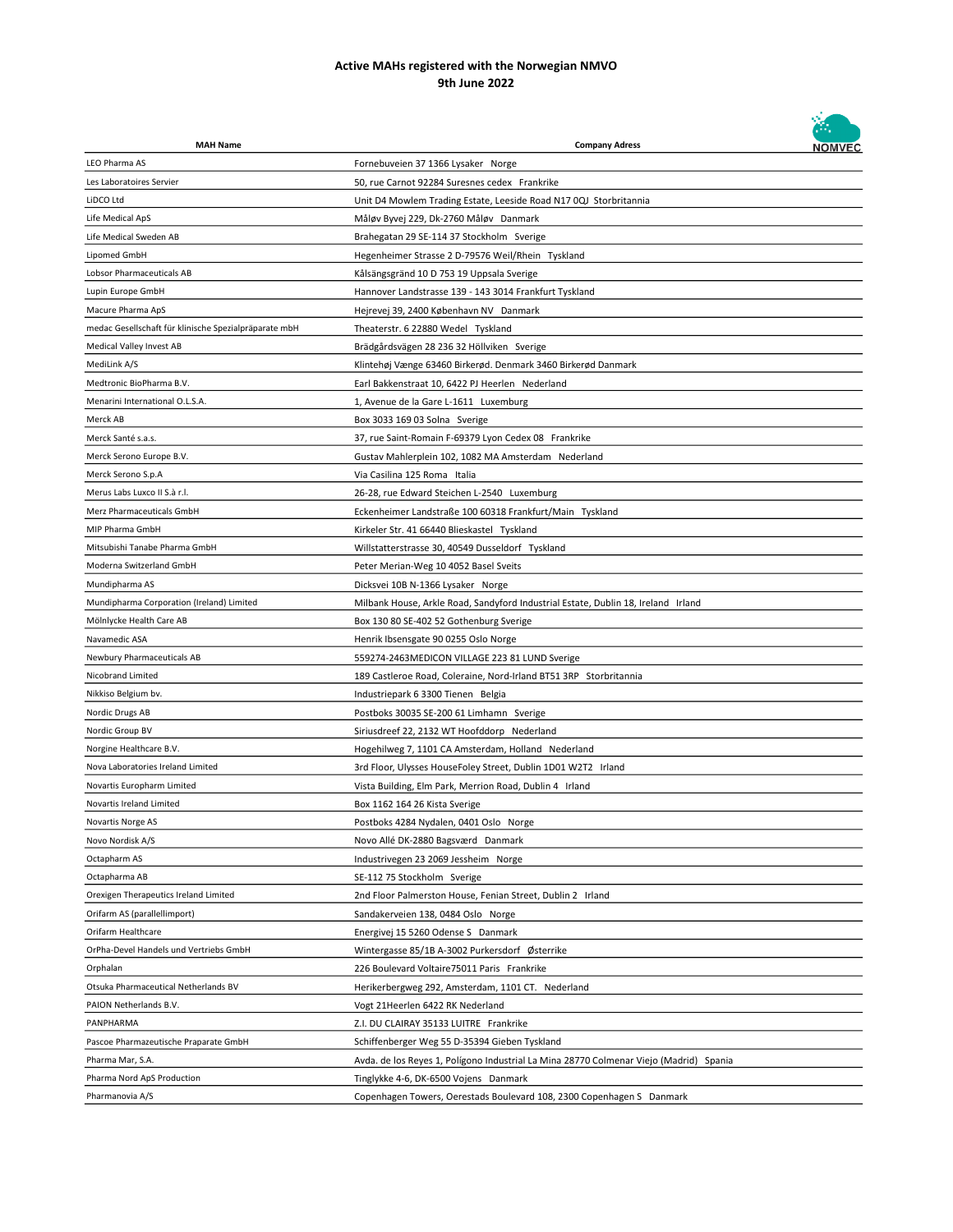**Active MAHs registered with the Norwegian NMVO**
**9th June 2022**

NOMVEC

| MAH Name | Company Adress |
|---|---|
| LEO Pharma AS | Fornebuveien 37 1366 Lysaker Norge |
| Les Laboratoires Servier | 50, rue Carnot 92284 Suresnes cedex Frankrike |
| LiDCO Ltd | Unit D4 Mowlem Trading Estate, Leeside Road N17 0QJ Storbritannia |
| Life Medical ApS | Måløv Byvej 229, Dk-2760 Måløv Danmark |
| Life Medical Sweden AB | Brahegatan 29 SE-114 37 Stockholm Sverige |
| Lipomed GmbH | Hegenheimer Strasse 2 D-79576 Weil/Rhein Tyskland |
| Lobsor Pharmaceuticals AB | Kålsängsgränd 10 D 753 19 Uppsala Sverige |
| Lupin Europe GmbH | Hannover Landstrasse 139 - 143 3014 Frankfurt Tyskland |
| Macure Pharma ApS | Hejrevej 39, 2400 København NV Danmark |
| medac Gesellschaft für klinische Spezialpräparate mbH | Theaterstr. 6 22880 Wedel Tyskland |
| Medical Valley Invest AB | Brädgårdsvägen 28 236 32 Höllviken Sverige |
| MediLink A/S | Klintehøj Vænge 63460 Birkerød. Denmark 3460 Birkerød Danmark |
| Medtronic BioPharma B.V. | Earl Bakkenstraat 10, 6422 PJ Heerlen Nederland |
| Menarini International O.L.S.A. | 1, Avenue de la Gare L-1611 Luxemburg |
| Merck AB | Box 3033 169 03 Solna Sverige |
| Merck Santé s.a.s. | 37, rue Saint-Romain F-69379 Lyon Cedex 08 Frankrike |
| Merck Serono Europe B.V. | Gustav Mahlerplein 102, 1082 MA Amsterdam Nederland |
| Merck Serono S.p.A | Via Casilina 125 Roma Italia |
| Merus Labs Luxco II S.à r.l. | 26-28, rue Edward Steichen L-2540 Luxemburg |
| Merz Pharmaceuticals GmbH | Eckenheimer Landstraße 100 60318 Frankfurt/Main Tyskland |
| MIP Pharma GmbH | Kirkeler Str. 41 66440 Blieskastel Tyskland |
| Mitsubishi Tanabe Pharma GmbH | Willstatterstrasse 30, 40549 Dusseldorf Tyskland |
| Moderna Switzerland GmbH | Peter Merian-Weg 10 4052 Basel Sveits |
| Mundipharma AS | Dicksvei 10B N-1366 Lysaker Norge |
| Mundipharma Corporation (Ireland) Limited | Milbank House, Arkle Road, Sandyford Industrial Estate, Dublin 18, Ireland Irland |
| Mölnlycke Health Care AB | Box 130 80 SE-402 52 Gothenburg Sverige |
| Navamedic ASA | Henrik Ibsensgate 90 0255 Oslo Norge |
| Newbury Pharmaceuticals AB | 559274-2463MEDICON VILLAGE 223 81 LUND Sverige |
| Nicobrand Limited | 189 Castleroe Road, Coleraine, Nord-Irland BT51 3RP Storbritannia |
| Nikkiso Belgium bv. | Industriepark 6 3300 Tienen Belgia |
| Nordic Drugs AB | Postboks 30035 SE-200 61 Limhamn Sverige |
| Nordic Group BV | Siriusdreef 22, 2132 WT Hoofddorp Nederland |
| Norgine Healthcare B.V. | Hogehilweg 7, 1101 CA Amsterdam, Holland Nederland |
| Nova Laboratories Ireland Limited | 3rd Floor, Ulysses HouseFoley Street, Dublin 1D01 W2T2 Irland |
| Novartis Europharm Limited | Vista Building, Elm Park, Merrion Road, Dublin 4 Irland |
| Novartis Ireland Limited | Box 1162 164 26 Kista Sverige |
| Novartis Norge AS | Postboks 4284 Nydalen, 0401 Oslo Norge |
| Novo Nordisk A/S | Novo Allé DK-2880 Bagsværd Danmark |
| Octapharm AS | Industrivegen 23 2069 Jessheim Norge |
| Octapharma AB | SE-112 75 Stockholm Sverige |
| Orexigen Therapeutics Ireland Limited | 2nd Floor Palmerston House, Fenian Street, Dublin 2 Irland |
| Orifarm AS (parallellimport) | Sandakerveien 138, 0484 Oslo Norge |
| Orifarm Healthcare | Energivej 15 5260 Odense S Danmark |
| OrPha-Devel Handels und Vertriebs GmbH | Wintergasse 85/1B A-3002 Purkersdorf Østerrike |
| Orphalan | 226 Boulevard Voltaire75011 Paris Frankrike |
| Otsuka Pharmaceutical Netherlands BV | Herikerbergweg 292, Amsterdam, 1101 CT. Nederland |
| PAION Netherlands B.V. | Vogt 21Heerlen 6422 RK Nederland |
| PANPHARMA | Z.I. DU CLAIRAY 35133 LUITRE Frankrike |
| Pascoe Pharmazeutische Praparate GmbH | Schiffenberger Weg 55 D-35394 Gieben Tyskland |
| Pharma Mar, S.A. | Avda. de los Reyes 1, Polígono Industrial La Mina 28770 Colmenar Viejo (Madrid) Spania |
| Pharma Nord ApS Production | Tinglykke 4-6, DK-6500 Vojens Danmark |
| Pharmanovia A/S | Copenhagen Towers, Oerestads Boulevard 108, 2300 Copenhagen S Danmark |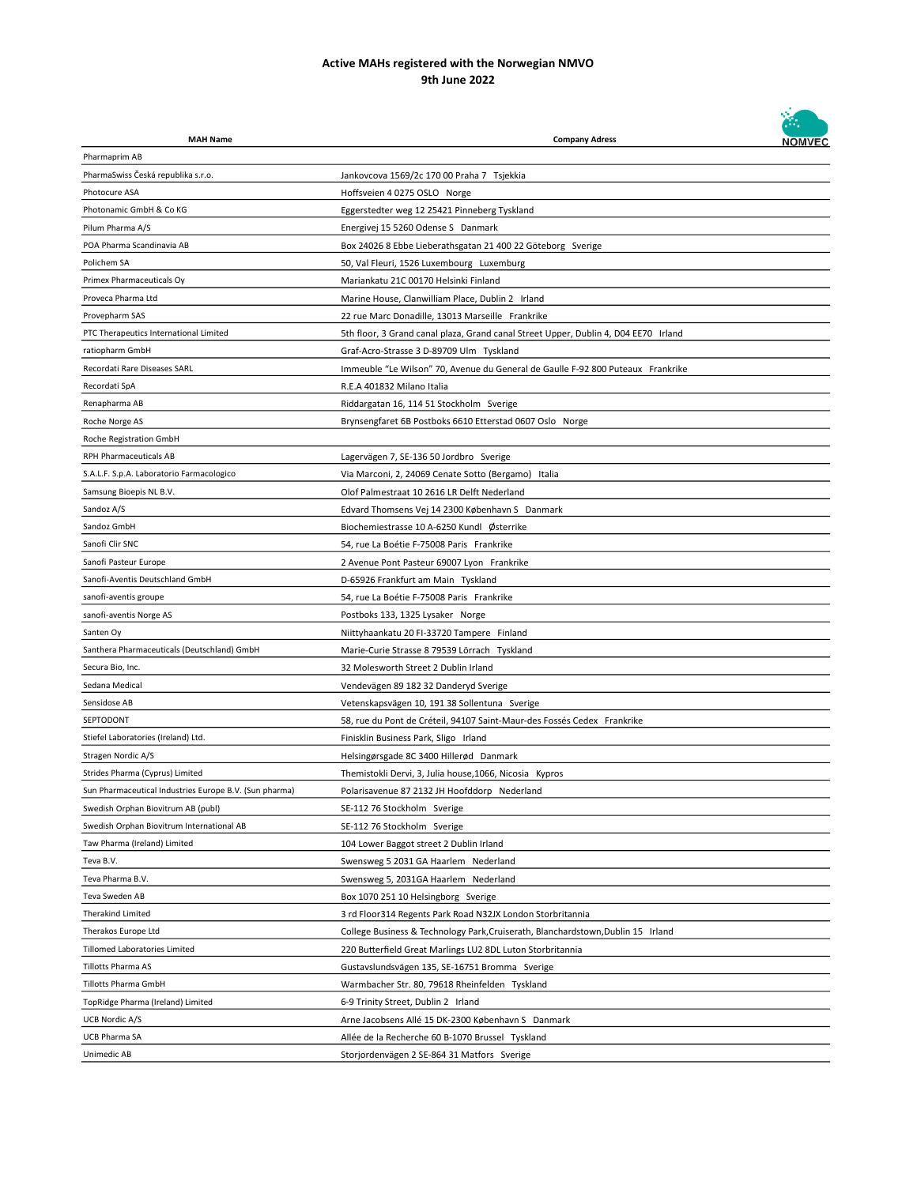# Active MAHs registered with the Norwegian NMVO
## 9th June 2022

| MAH Name | Company Adress |
|---|---|
| Pharmaprim AB | |
| PharmaSwiss Česká republika s.r.o. | Jankovcova 1569/2c 170 00 Praha 7 Tsjekkia |
| Photocure ASA | Hoffsveien 4 0275 OSLO Norge |
| Photonamic GmbH & Co KG | Eggerstedter weg 12 25421 Pinneberg Tyskland |
| Pilum Pharma A/S | Energivej 15 5260 Odense S Danmark |
| POA Pharma Scandinavia AB | Box 24026 8 Ebbe Lieberathsgatan 21 400 22 Göteborg Sverige |
| Polichem SA | 50, Val Fleuri, 1526 Luxembourg Luxemburg |
| Primex Pharmaceuticals Oy | Mariankatu 21C 00170 Helsinki Finland |
| Proveca Pharma Ltd | Marine House, Clanwilliam Place, Dublin 2 Irland |
| Provepharm SAS | 22 rue Marc Donadille, 13013 Marseille Frankrike |
| PTC Therapeutics International Limited | 5th floor, 3 Grand canal plaza, Grand canal Street Upper, Dublin 4, D04 EE70 Irland |
| ratiopharm GmbH | Graf-Acro-Strasse 3 D-89709 Ulm Tyskland |
| Recordati Rare Diseases SARL | Immeuble "Le Wilson" 70, Avenue du General de Gaulle F-92 800 Puteaux Frankrike |
| Recordati SpA | R.E.A 401832 Milano Italia |
| Renapharma AB | Riddargatan 16, 114 51 Stockholm Sverige |
| Roche Norge AS | Brynsengfaret 6B Postboks 6610 Etterstad 0607 Oslo Norge |
| Roche Registration GmbH | |
| RPH Pharmaceuticals AB | Lagervägen 7, SE-136 50 Jordbro Sverige |
| S.A.L.F. S.p.A. Laboratorio Farmacologico | Via Marconi, 2, 24069 Cenate Sotto (Bergamo) Italia |
| Samsung Bioepis NL B.V. | Olof Palmestraat 10 2616 LR Delft Nederland |
| Sandoz A/S | Edvard Thomsens Vej 14 2300 København S Danmark |
| Sandoz GmbH | Biochemiestrasse 10 A-6250 Kundl Østerrike |
| Sanofi Clir SNC | 54, rue La Boétie F-75008 Paris Frankrike |
| Sanofi Pasteur Europe | 2 Avenue Pont Pasteur 69007 Lyon Frankrike |
| Sanofi-Aventis Deutschland GmbH | D-65926 Frankfurt am Main Tyskland |
| sanofi-aventis groupe | 54, rue La Boétie F-75008 Paris Frankrike |
| sanofi-aventis Norge AS | Postboks 133, 1325 Lysaker Norge |
| Santen Oy | Niittyhaankatu 20 FI-33720 Tampere Finland |
| Santhera Pharmaceuticals (Deutschland) GmbH | Marie-Curie Strasse 8 79539 Lörrach Tyskland |
| Secura Bio, Inc. | 32 Molesworth Street 2 Dublin Irland |
| Sedana Medical | Vendevägen 89 182 32 Danderyd Sverige |
| Sensidose AB | Vetenskapsvägen 10, 191 38 Sollentuna Sverige |
| SEPTODONT | 58, rue du Pont de Créteil, 94107 Saint-Maur-des Fossés Cedex Frankrike |
| Stiefel Laboratories (Ireland) Ltd. | Finisklin Business Park, Sligo Irland |
| Stragen Nordic A/S | Helsingørsgade 8C 3400 Hillerød Danmark |
| Strides Pharma (Cyprus) Limited | Themistokli Dervi, 3, Julia house,1066, Nicosia Kypros |
| Sun Pharmaceutical Industries Europe B.V. (Sun pharma) | Polarisavenue 87 2132 JH Hoofddorp Nederland |
| Swedish Orphan Biovitrum AB (publ) | SE-112 76 Stockholm Sverige |
| Swedish Orphan Biovitrum International AB | SE-112 76 Stockholm Sverige |
| Taw Pharma (Ireland) Limited | 104 Lower Baggot street 2 Dublin Irland |
| Teva B.V. | Swensweg 5 2031 GA Haarlem Nederland |
| Teva Pharma B.V. | Swensweg 5, 2031GA Haarlem Nederland |
| Teva Sweden AB | Box 1070 251 10 Helsingborg Sverige |
| Therakind Limited | 3 rd Floor314 Regents Park Road N32JX London Storbritannia |
| Therakos Europe Ltd | College Business & Technology Park,Cruiserath, Blanchardstown,Dublin 15 Irland |
| Tillomed Laboratories Limited | 220 Butterfield Great Marlings LU2 8DL Luton Storbritannia |
| Tillotts Pharma AS | Gustavslundsvägen 135, SE-16751 Bromma Sverige |
| Tillotts Pharma GmbH | Warmbacher Str. 80, 79618 Rheinfelden Tyskland |
| TopRidge Pharma (Ireland) Limited | 6-9 Trinity Street, Dublin 2 Irland |
| UCB Nordic A/S | Arne Jacobsens Allé 15 DK-2300 København S Danmark |
| UCB Pharma SA | Allée de la Recherche 60 B-1070 Brussel Tyskland |
| Unimedic AB | Storjordenvägen 2 SE-864 31 Matfors Sverige |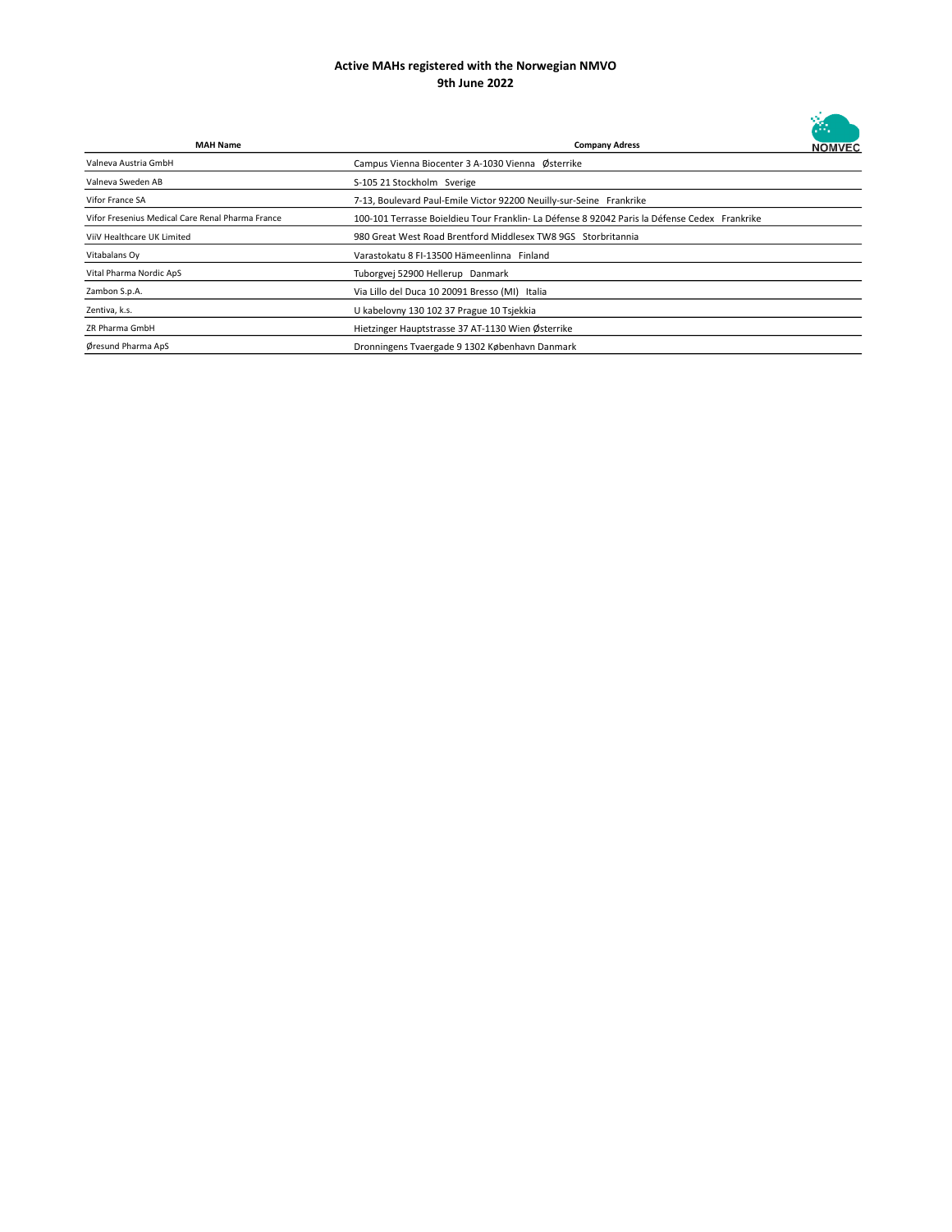**Active MAHs registered with the Norwegian NMVO**
**9th June 2022**

| MAH Name | Company Adress |
|---|---|
| Valneva Austria GmbH | Campus Vienna Biocenter 3 A-1030 Vienna Østerrike |
| Valneva Sweden AB | S-105 21 Stockholm Sverige |
| Vifor France SA | 7-13, Boulevard Paul-Emile Victor 92200 Neuilly-sur-Seine Frankrike |
| Vifor Fresenius Medical Care Renal Pharma France | 100-101 Terrasse Boieldieu Tour Franklin- La Défense 8 92042 Paris la Défense Cedex Frankrike |
| ViiV Healthcare UK Limited | 980 Great West Road Brentford Middlesex TW8 9GS Storbritannia |
| Vitabalans Oy | Varastokatu 8 FI-13500 Hämeenlinna Finland |
| Vital Pharma Nordic ApS | Tuborgvej 52900 Hellerup Danmark |
| Zambon S.p.A. | Via Lillo del Duca 10 20091 Bresso (MI) Italia |
| Zentiva, k.s. | U kabelovny 130 102 37 Prague 10 Tsjekkia |
| ZR Pharma GmbH | Hietzinger Hauptstrasse 37 AT-1130 Wien Østerrike |
| Øresund Pharma ApS | Dronningens Tvaergade 9 1302 København Danmark |